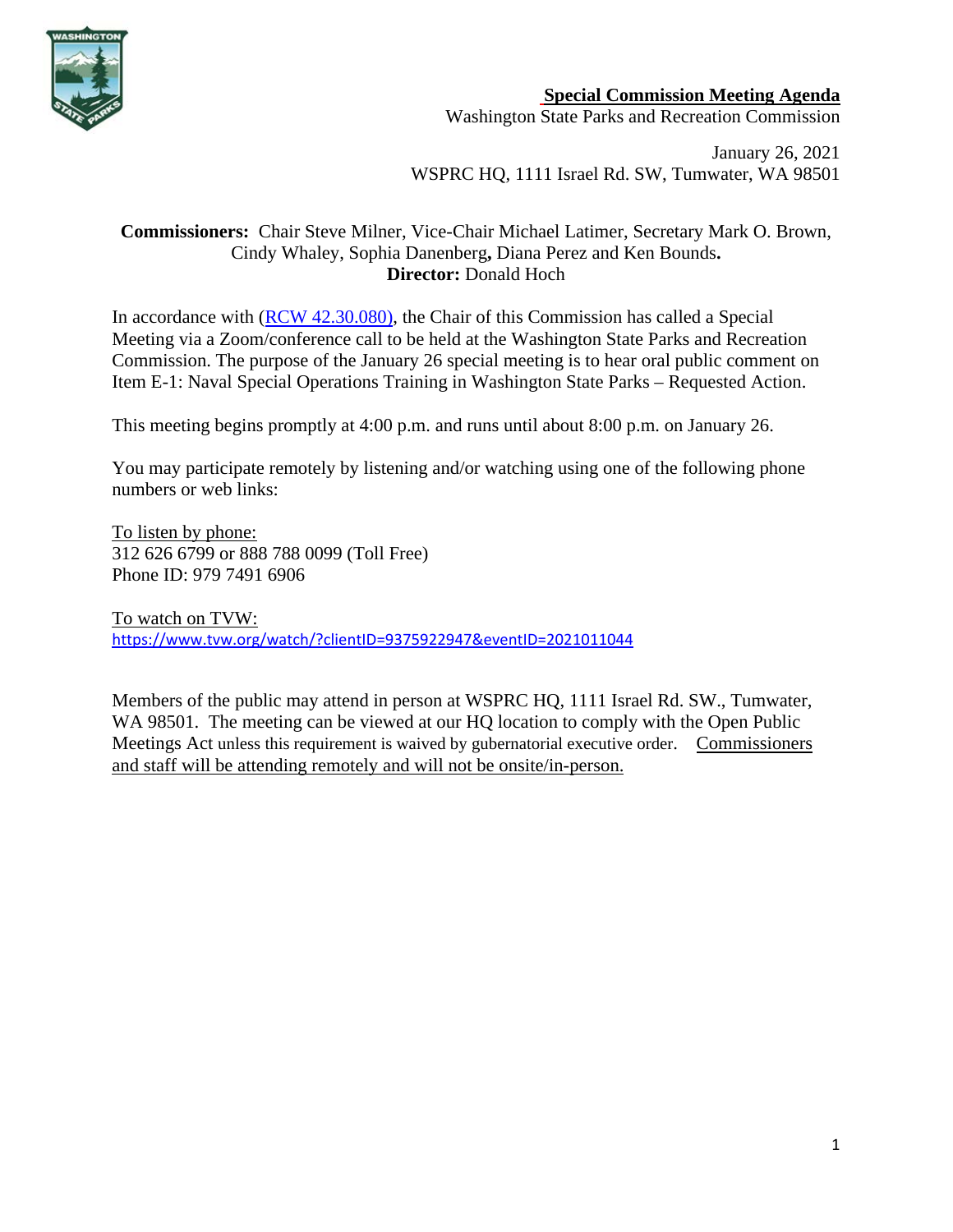**Special Commission Meeting Agenda**

Washington State Parks and Recreation Commission

January 26, 2021

WSPRC HQ, 1111 Israel Rd. SW, Tumwater, WA 98501

**Commissioners:** Chair Steve Milner, Vice-Chair Michael Latimer, Secretary Mark O. Brown, Cindy Whaley, Sophia Danenberg**,** Diana Perez and Ken Bounds**.**

**Director:** Donald Hoch

In accordance with (RCW 42.30.080), the Chair of this Commission has called a Special Meeting via a Zoom/conference call to be held at the Washington State Parks and Recreation Commission. The purpose of the January 26 special meeting is to hear oral public comment on Item E-1: Naval Special Operations Training in Washington State Parks – Requested Action.

This meeting begins promptly at 4:00 p.m. and runs until about 8:00 p.m. on January 26.

You may participate remotely by listening and/or watching using one of the following phone numbers or web links:

To listen by phone:
312 626 6799 or 888 788 0099 (Toll Free)
Phone ID: 979 7491 6906

To watch on TVW:
https://www.tvw.org/watch/?clientID=9375922947&eventID=2021011044

Members of the public may attend in person at WSPRC HQ, 1111 Israel Rd. SW., Tumwater, WA 98501. The meeting can be viewed at our HQ location to comply with the Open Public Meetings Act unless this requirement is waived by gubernatorial executive order. Commissioners and staff will be attending remotely and will not be onsite/in-person.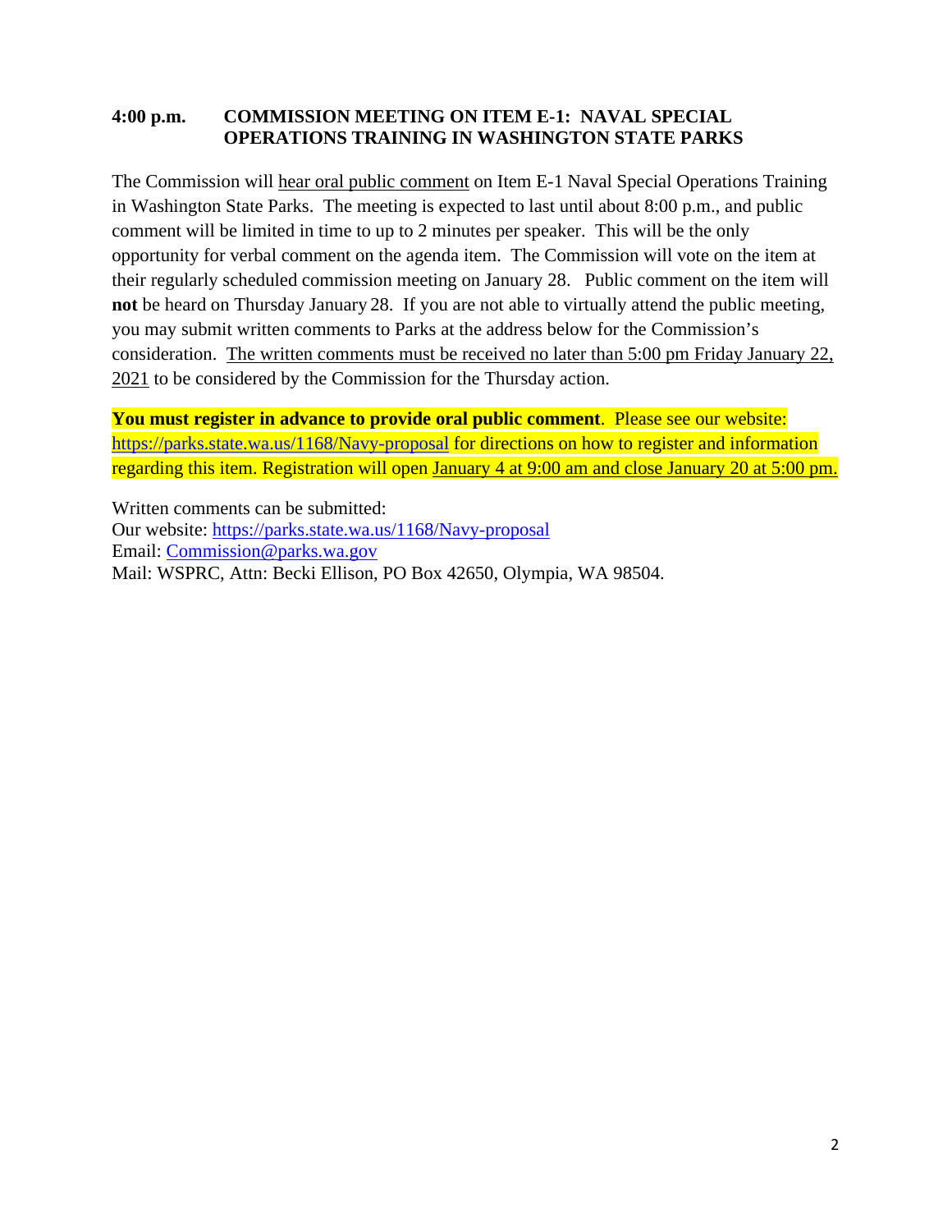**4:00 p.m. COMMISSION MEETING ON ITEM E-1: NAVAL SPECIAL OPERATIONS TRAINING IN WASHINGTON STATE PARKS**

The Commission will hear oral public comment on Item E-1 Naval Special Operations Training in Washington State Parks. The meeting is expected to last until about 8:00 p.m., and public comment will be limited in time to up to 2 minutes per speaker. This will be the only opportunity for verbal comment on the agenda item. The Commission will vote on the item at their regularly scheduled commission meeting on January 28. Public comment on the item will **not** be heard on Thursday January 28. If you are not able to virtually attend the public meeting, you may submit written comments to Parks at the address below for the Commission's consideration. The written comments must be received no later than 5:00 pm Friday January 22, 2021 to be considered by the Commission for the Thursday action.

**You must register in advance to provide oral public comment**. Please see our website: https://parks.state.wa.us/1168/Navy-proposal for directions on how to register and information regarding this item. Registration will open January 4 at 9:00 am and close January 20 at 5:00 pm.

Written comments can be submitted:
Our website: https://parks.state.wa.us/1168/Navy-proposal
Email: Commission@parks.wa.gov
Mail: WSPRC, Attn: Becki Ellison, PO Box 42650, Olympia, WA 98504.